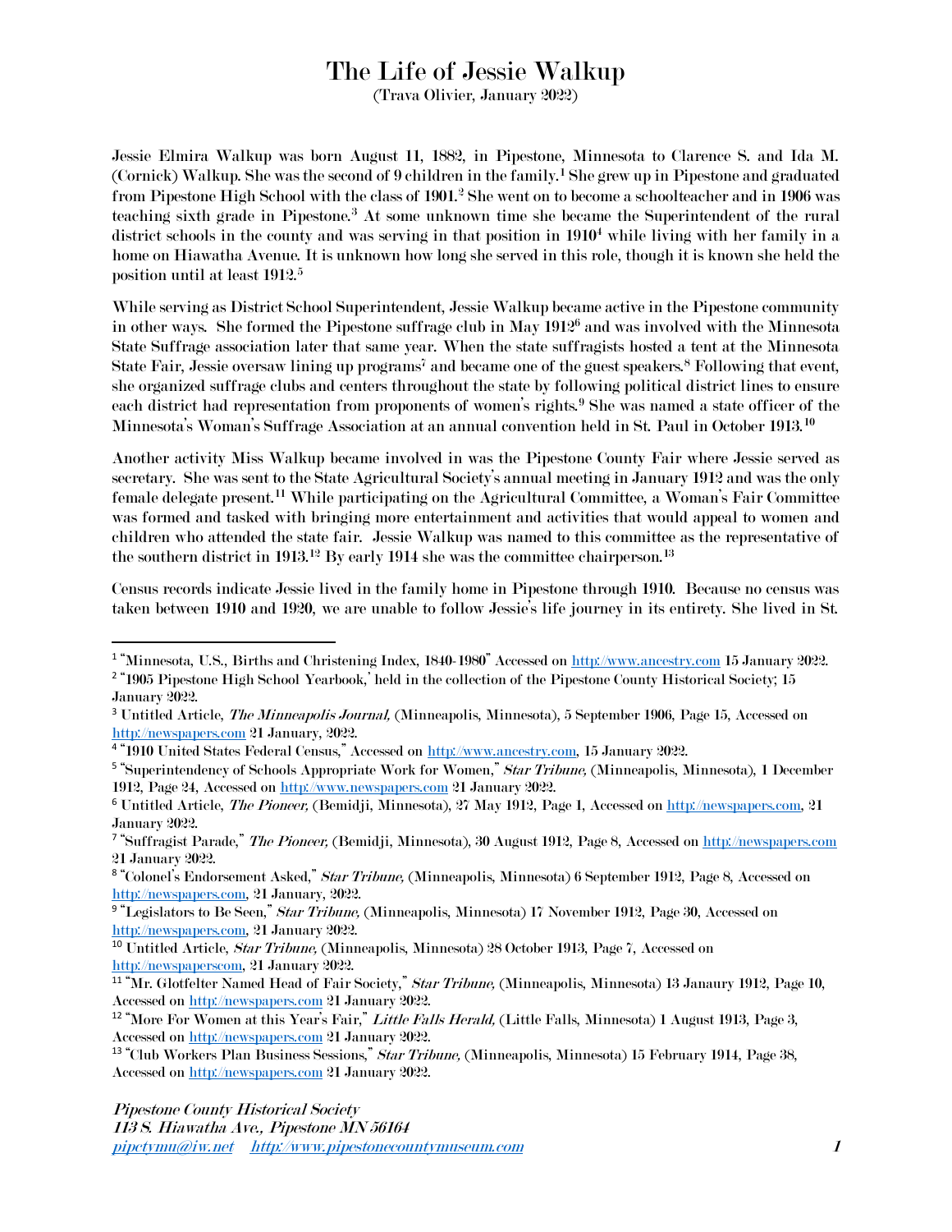# The Life of Jessie Walkup

(Trava Olivier, January 2022)

Jessie Elmira Walkup was born August 11, 1882, in Pipestone, Minnesota to Clarence S. and Ida M. (Cornick) Walkup. She was the second of 9 children in the family.[1] She grew up in Pipestone and graduated from Pipestone High School with the class of 1901.[2] She went on to become a schoolteacher and in 1906 was teaching sixth grade in Pipestone.[3] At some unknown time she became the Superintendent of the rural district schools in the county and was serving in that position in 1910[4] while living with her family in a home on Hiawatha Avenue. It is unknown how long she served in this role, though it is known she held the position until at least 1912.[5]

While serving as District School Superintendent, Jessie Walkup became active in the Pipestone community in other ways. She formed the Pipestone suffrage club in May 1912[6] and was involved with the Minnesota State Suffrage association later that same year. When the state suffragists hosted a tent at the Minnesota State Fair, Jessie oversaw lining up programs[7] and became one of the guest speakers.[8] Following that event, she organized suffrage clubs and centers throughout the state by following political district lines to ensure each district had representation from proponents of women's rights.[9] She was named a state officer of the Minnesota's Woman's Suffrage Association at an annual convention held in St. Paul in October 1913.[10]

Another activity Miss Walkup became involved in was the Pipestone County Fair where Jessie served as secretary. She was sent to the State Agricultural Society's annual meeting in January 1912 and was the only female delegate present.[11] While participating on the Agricultural Committee, a Woman's Fair Committee was formed and tasked with bringing more entertainment and activities that would appeal to women and children who attended the state fair. Jessie Walkup was named to this committee as the representative of the southern district in 1913.[12] By early 1914 she was the committee chairperson.[13]

Census records indicate Jessie lived in the family home in Pipestone through 1910. Because no census was taken between 1910 and 1920, we are unable to follow Jessie's life journey in its entirety. She lived in St.

---

[1] "Minnesota, U.S., Births and Christening Index, 1840-1980" Accessed on http://www.ancestry.com 15 January 2022.

[2] "1905 Pipestone High School Yearbook,' held in the collection of the Pipestone County Historical Society; 15 January 2022.

[3] Untitled Article, *The Minneapolis Journal,* (Minneapolis, Minnesota), 5 September 1906, Page 15, Accessed on http://newspapers.com 21 January, 2022.

[4] "1910 United States Federal Census," Accessed on http://www.ancestry.com, 15 January 2022.

[5] "Superintendency of Schools Appropriate Work for Women," *Star Tribune,* (Minneapolis, Minnesota), 1 December 1912, Page 24, Accessed on http://www.newspapers.com 21 January 2022.

[6] Untitled Article, *The Pioneer,* (Bemidji, Minnesota), 27 May 1912, Page 1, Accessed on http://newspapers.com, 21 January 2022.

[7] "Suffragist Parade," *The Pioneer,* (Bemidji, Minnesota), 30 August 1912, Page 8, Accessed on http://newspapers.com 21 January 2022.

[8] "Colonel's Endorsement Asked," *Star Tribune,* (Minneapolis, Minnesota) 6 September 1912, Page 8, Accessed on http://newspapers.com, 21 January, 2022.

[9] "Legislators to Be Seen," *Star Tribune,* (Minneapolis, Minnesota) 17 November 1912, Page 30, Accessed on http://newspapers.com, 21 January 2022.

[10] Untitled Article, *Star Tribune,* (Minneapolis, Minnesota) 28 October 1913, Page 7, Accessed on http://newspaperscom, 21 January 2022.

[11] "Mr. Glotfelter Named Head of Fair Society," *Star Tribune,* (Minneapolis, Minnesota) 13 Janaury 1912, Page 10, Accessed on http://newspapers.com 21 January 2022.

[12] "More For Women at this Year's Fair," *Little Falls Herald,* (Little Falls, Minnesota) 1 August 1913, Page 3, Accessed on http://newspapers.com 21 January 2022.

[13] "Club Workers Plan Business Sessions," *Star Tribune,* (Minneapolis, Minnesota) 15 February 1914, Page 38, Accessed on http://newspapers.com 21 January 2022.

*Pipestone County Historical Society*
*113 S. Hiawatha Ave., Pipestone MN 56164*
*pipctymu@iw.net http://www.pipestonecountymuseum.com*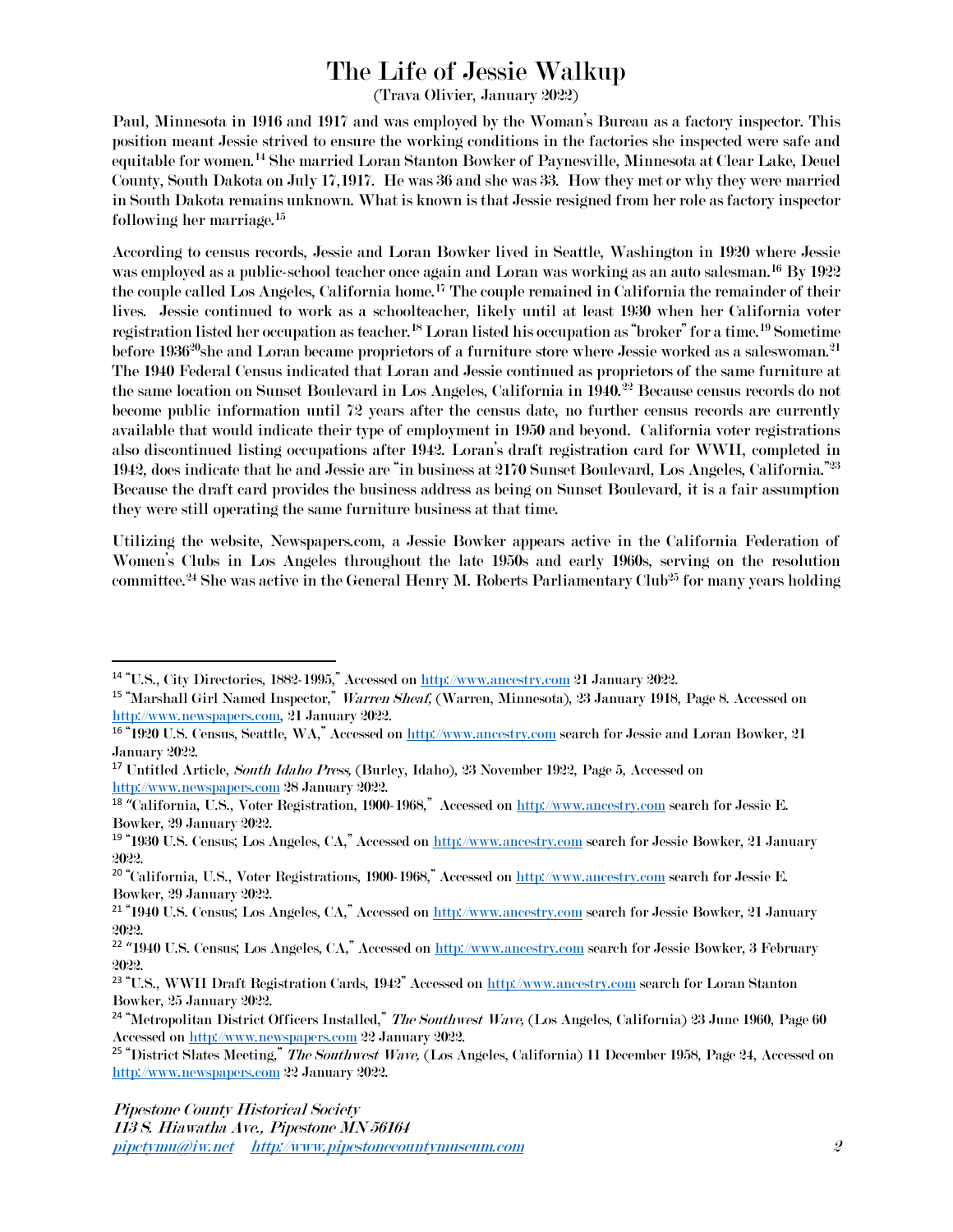Paul, Minnesota in 1916 and 1917 and was employed by the Woman's Bureau as a factory inspector. This position meant Jessie strived to ensure the working conditions in the factories she inspected were safe and equitable for women.[14] She married Loran Stanton Bowker of Paynesville, Minnesota at Clear Lake, Deuel County, South Dakota on July 17,1917. He was 36 and she was 33. How they met or why they were married in South Dakota remains unknown. What is known is that Jessie resigned from her role as factory inspector following her marriage.[15]

According to census records, Jessie and Loran Bowker lived in Seattle, Washington in 1920 where Jessie was employed as a public-school teacher once again and Loran was working as an auto salesman.[16] By 1922 the couple called Los Angeles, California home.[17] The couple remained in California the remainder of their lives. Jessie continued to work as a schoolteacher, likely until at least 1930 when her California voter registration listed her occupation as teacher.[18] Loran listed his occupation as "broker" for a time.[19] Sometime before 1936[20]she and Loran became proprietors of a furniture store where Jessie worked as a saleswoman.[21] The 1940 Federal Census indicated that Loran and Jessie continued as proprietors of the same furniture at the same location on Sunset Boulevard in Los Angeles, California in 1940.[22] Because census records do not become public information until 72 years after the census date, no further census records are currently available that would indicate their type of employment in 1950 and beyond. California voter registrations also discontinued listing occupations after 1942. Loran's draft registration card for WWII, completed in 1942, does indicate that he and Jessie are "in business at 2170 Sunset Boulevard, Los Angeles, California."[23] Because the draft card provides the business address as being on Sunset Boulevard, it is a fair assumption they were still operating the same furniture business at that time.

Utilizing the website, Newspapers.com, a Jessie Bowker appears active in the California Federation of Women's Clubs in Los Angeles throughout the late 1950s and early 1960s, serving on the resolution committee.[24] She was active in the General Henry M. Roberts Parliamentary Club[25] for many years holding

---

[14] "U.S., City Directories, 1882-1995," Accessed on http://www.ancestry.com 21 January 2022.

[15] "Marshall Girl Named Inspector," *Warren Sheaf,* (Warren, Minnesota), 23 January 1918, Page 8. Accessed on http://www.newspapers.com, 21 January 2022.

[16] "1920 U.S. Census, Seattle, WA," Accessed on http://www.ancestry.com search for Jessie and Loran Bowker, 21 January 2022.

[17] Untitled Article, *South Idaho Press,* (Burley, Idaho), 23 November 1922, Page 5, Accessed on http://www.newspapers.com 28 January 2022.

[18] "California, U.S., Voter Registration, 1900-1968," Accessed on http://www.ancestry.com search for Jessie E. Bowker, 29 January 2022.

[19] "1930 U.S. Census; Los Angeles, CA," Accessed on http://www.ancestry.com search for Jessie Bowker, 21 January 2022.

[20] "California, U.S., Voter Registrations, 1900-1968," Accessed on http://www.ancestry.com search for Jessie E. Bowker, 29 January 2022.

[21] "1940 U.S. Census; Los Angeles, CA," Accessed on http://www.ancestry.com search for Jessie Bowker, 21 January 2022.

[22] "1940 U.S. Census; Los Angeles, CA," Accessed on http://www.ancestry.com search for Jessie Bowker, 3 February 2022.

[23] "U.S., WWII Draft Registration Cards, 1942" Accessed on http://www.ancestry.com search for Loran Stanton Bowker, 25 January 2022.

[24] "Metropolitan District Officers Installed," *The Southwest Wave,* (Los Angeles, California) 23 June 1960, Page 60 Accessed on http://www.newspapers.com 22 January 2022.

[25] "District Slates Meeting," *The Southwest Wave,* (Los Angeles, California) 11 December 1958, Page 24, Accessed on http://www.newspapers.com 22 January 2022.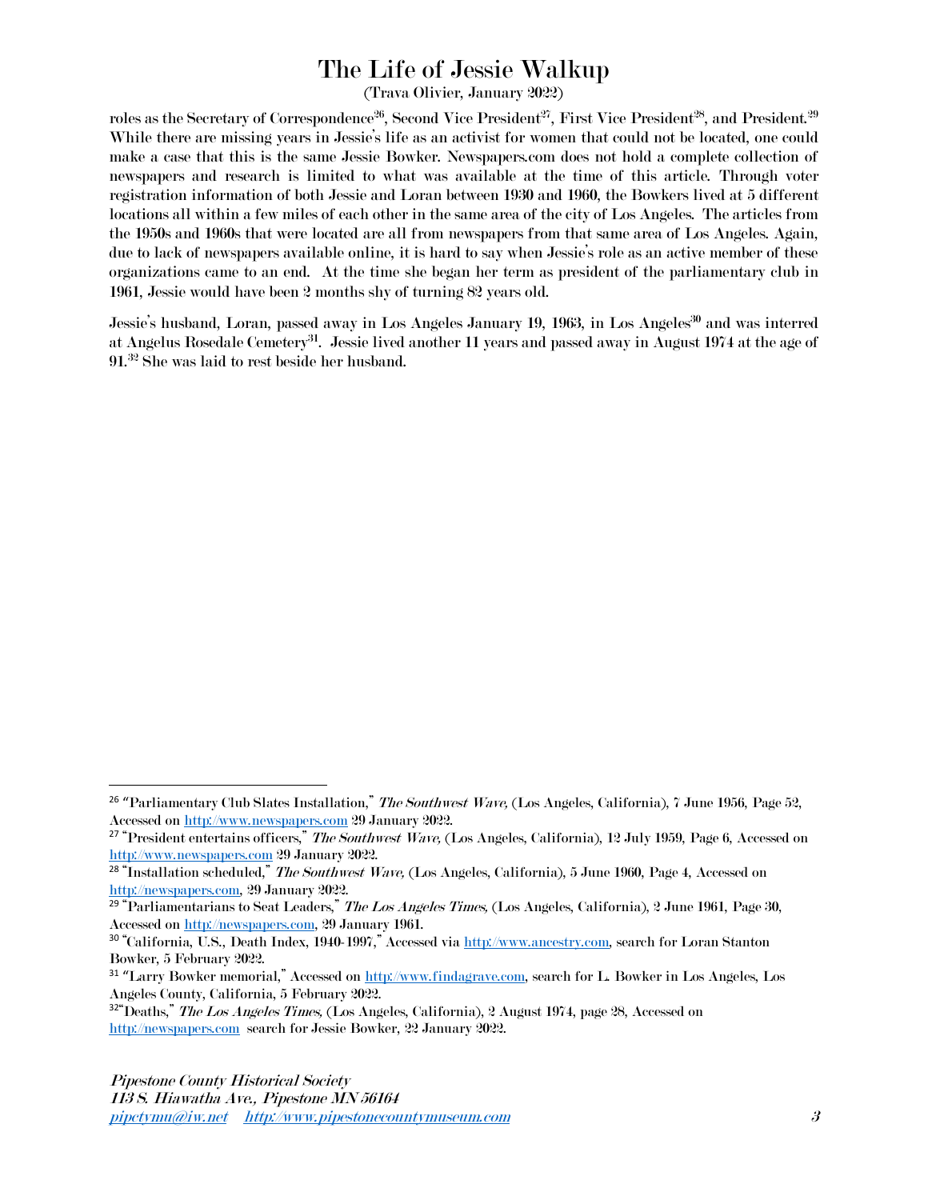roles as the Secretary of Correspondence[26], Second Vice President[27], First Vice President[28], and President.[29] While there are missing years in Jessie's life as an activist for women that could not be located, one could make a case that this is the same Jessie Bowker. Newspapers.com does not hold a complete collection of newspapers and research is limited to what was available at the time of this article. Through voter registration information of both Jessie and Loran between 1930 and 1960, the Bowkers lived at 5 different locations all within a few miles of each other in the same area of the city of Los Angeles. The articles from the 1950s and 1960s that were located are all from newspapers from that same area of Los Angeles. Again, due to lack of newspapers available online, it is hard to say when Jessie's role as an active member of these organizations came to an end. At the time she began her term as president of the parliamentary club in 1961, Jessie would have been 2 months shy of turning 82 years old.

Jessie's husband, Loran, passed away in Los Angeles January 19, 1963, in Los Angeles[30] and was interred at Angelus Rosedale Cemetery[31]. Jessie lived another 11 years and passed away in August 1974 at the age of 91.[32] She was laid to rest beside her husband.

---

[26] "Parliamentary Club Slates Installation," *The Southwest Wave,* (Los Angeles, California), 7 June 1956, Page 52, Accessed on http://www.newspapers.com 29 January 2022.

[27] "President entertains officers," *The Southwest Wave,* (Los Angeles, California), 12 July 1959, Page 6, Accessed on http://www.newspapers.com 29 January 2022.

[28] "Installation scheduled," *The Southwest Wave,* (Los Angeles, California), 5 June 1960, Page 4, Accessed on http://newspapers.com, 29 January 2022.

[29] "Parliamentarians to Seat Leaders," *The Los Angeles Times,* (Los Angeles, California), 2 June 1961, Page 30, Accessed on http://newspapers.com, 29 January 1961.

[30] "California, U.S., Death Index, 1940-1997," Accessed via http://www.ancestry.com, search for Loran Stanton Bowker, 5 February 2022.

[31] "Larry Bowker memorial," Accessed on http://www.findagrave.com, search for L. Bowker in Los Angeles, Los Angeles County, California, 5 February 2022.

[32] "Deaths," *The Los Angeles Times,* (Los Angeles, California), 2 August 1974, page 28, Accessed on http://newspapers.com search for Jessie Bowker, 22 January 2022.